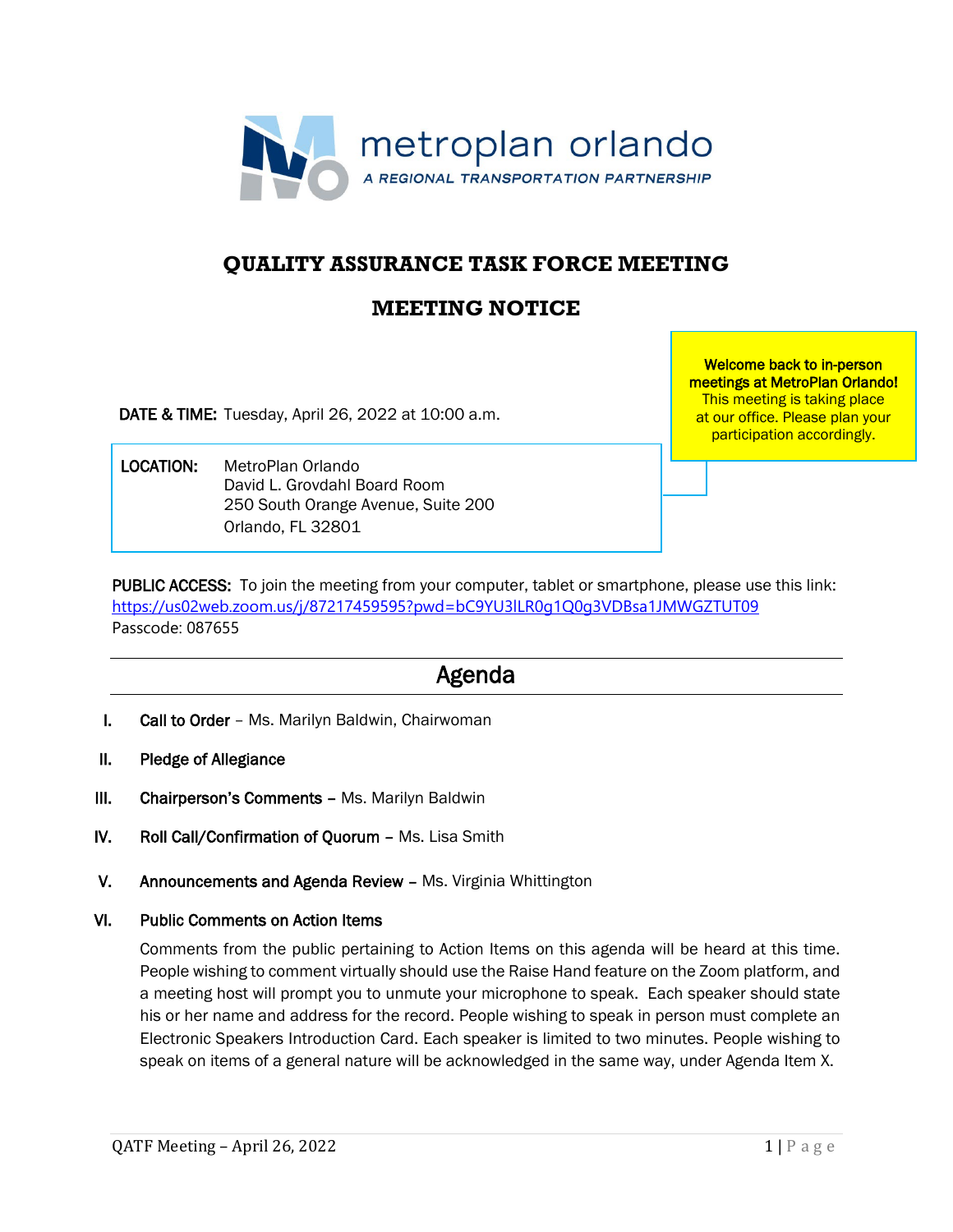metroplan orlando

A REGIONAL TRANSPORTATION PARTNERSHIP

# QUALITY ASSURANCE TASK FORCE MEETING

## MEETING NOTICE

**Welcome back to in-person meetings at MetroPlan Orlando!** This meeting is taking place at our office. Please plan your participation accordingly.

**DATE & TIME:** Tuesday, April 26, 2022 at 10:00 a.m.

**LOCATION:** MetroPlan Orlando
David L. Grovdahl Board Room
250 South Orange Avenue, Suite 200
Orlando, FL 32801

**PUBLIC ACCESS:** To join the meeting from your computer, tablet or smartphone, please use this link:
https://us02web.zoom.us/j/87217459595?pwd=bC9YU3lLR0g1Q0g3VDBsa1JMWGZTUT09
Passcode: 087655

## Agenda

I. **Call to Order** – Ms. Marilyn Baldwin, Chairwoman

II. **Pledge of Allegiance**

III. **Chairperson's Comments** – Ms. Marilyn Baldwin

IV. **Roll Call/Confirmation of Quorum** – Ms. Lisa Smith

V. **Announcements and Agenda Review** – Ms. Virginia Whittington

VI. **Public Comments on Action Items**

Comments from the public pertaining to Action Items on this agenda will be heard at this time. People wishing to comment virtually should use the Raise Hand feature on the Zoom platform, and a meeting host will prompt you to unmute your microphone to speak. Each speaker should state his or her name and address for the record. People wishing to speak in person must complete an Electronic Speakers Introduction Card. Each speaker is limited to two minutes. People wishing to speak on items of a general nature will be acknowledged in the same way, under Agenda Item X.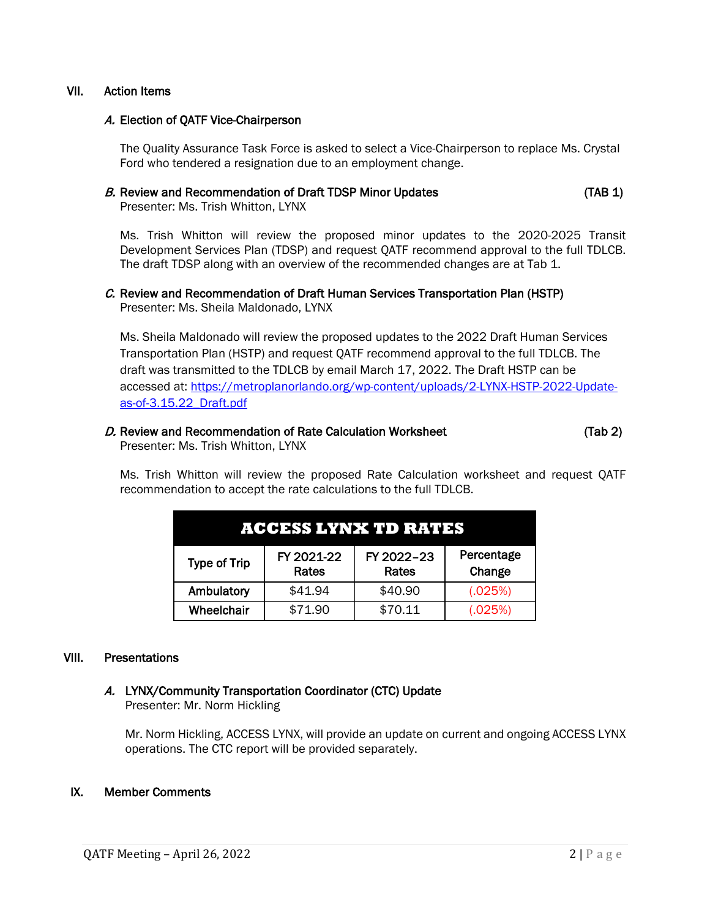## VII. Action Items

### *A.* Election of QATF Vice-Chairperson

The Quality Assurance Task Force is asked to select a Vice-Chairperson to replace Ms. Crystal Ford who tendered a resignation due to an employment change.

### *B.* Review and Recommendation of Draft TDSP Minor Updates (TAB 1)

Presenter: Ms. Trish Whitton, LYNX

Ms. Trish Whitton will review the proposed minor updates to the 2020-2025 Transit Development Services Plan (TDSP) and request QATF recommend approval to the full TDLCB. The draft TDSP along with an overview of the recommended changes are at Tab 1.

### *C.* Review and Recommendation of Draft Human Services Transportation Plan (HSTP)

Presenter: Ms. Sheila Maldonado, LYNX

Ms. Sheila Maldonado will review the proposed updates to the 2022 Draft Human Services Transportation Plan (HSTP) and request QATF recommend approval to the full TDLCB. The draft was transmitted to the TDLCB by email March 17, 2022. The Draft HSTP can be accessed at: https://metroplanorlando.org/wp-content/uploads/2-LYNX-HSTP-2022-Update-as-of-3.15.22_Draft.pdf

### *D.* Review and Recommendation of Rate Calculation Worksheet (Tab 2)

Presenter: Ms. Trish Whitton, LYNX

Ms. Trish Whitton will review the proposed Rate Calculation worksheet and request QATF recommendation to accept the rate calculations to the full TDLCB.

| ACCESS LYNX TD RATES | | | |
|---|---|---|---|
| Type of Trip | FY 2021-22 Rates | FY 2022–23 Rates | Percentage Change |
| Ambulatory | $41.94 | $40.90 | (.025%) |
| Wheelchair | $71.90 | $70.11 | (.025%) |

## VIII. Presentations

### *A.* LYNX/Community Transportation Coordinator (CTC) Update

Presenter: Mr. Norm Hickling

Mr. Norm Hickling, ACCESS LYNX, will provide an update on current and ongoing ACCESS LYNX operations. The CTC report will be provided separately.

## IX. Member Comments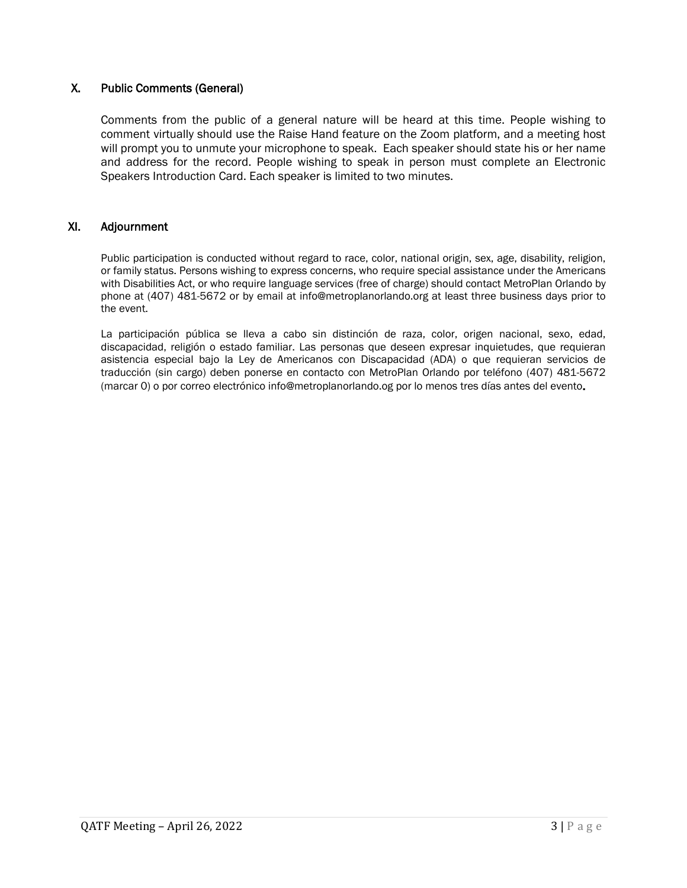## X. Public Comments (General)

Comments from the public of a general nature will be heard at this time. People wishing to comment virtually should use the Raise Hand feature on the Zoom platform, and a meeting host will prompt you to unmute your microphone to speak. Each speaker should state his or her name and address for the record. People wishing to speak in person must complete an Electronic Speakers Introduction Card. Each speaker is limited to two minutes.

## XI. Adjournment

Public participation is conducted without regard to race, color, national origin, sex, age, disability, religion, or family status. Persons wishing to express concerns, who require special assistance under the Americans with Disabilities Act, or who require language services (free of charge) should contact MetroPlan Orlando by phone at (407) 481-5672 or by email at info@metroplanorlando.org at least three business days prior to the event.

La participación pública se lleva a cabo sin distinción de raza, color, origen nacional, sexo, edad, discapacidad, religión o estado familiar. Las personas que deseen expresar inquietudes, que requieran asistencia especial bajo la Ley de Americanos con Discapacidad (ADA) o que requieran servicios de traducción (sin cargo) deben ponerse en contacto con MetroPlan Orlando por teléfono (407) 481-5672 (marcar 0) o por correo electrónico info@metroplanorlando.og por lo menos tres días antes del evento.